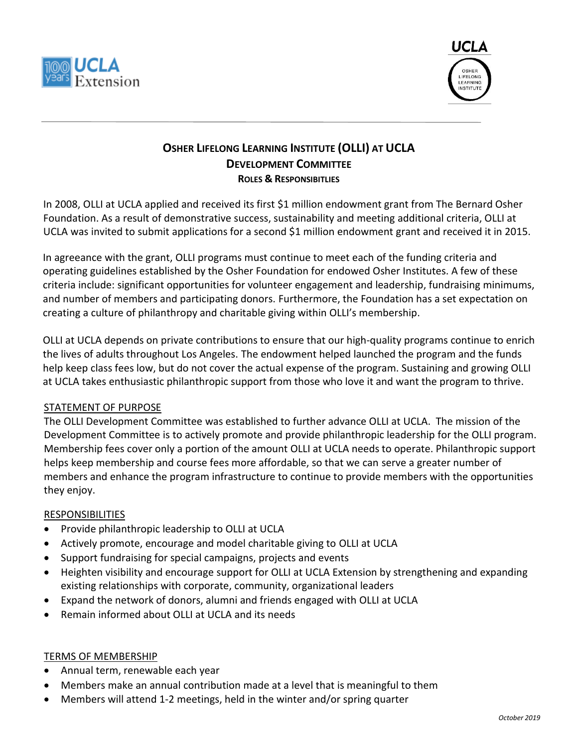# Osher Lifelong Learning Institute (OLLI) at UCLA
## Development Committee
### Roles & Responsibitlies

In 2008, OLLI at UCLA applied and received its first $1 million endowment grant from The Bernard Osher Foundation. As a result of demonstrative success, sustainability and meeting additional criteria, OLLI at UCLA was invited to submit applications for a second $1 million endowment grant and received it in 2015.

In agreeance with the grant, OLLI programs must continue to meet each of the funding criteria and operating guidelines established by the Osher Foundation for endowed Osher Institutes. A few of these criteria include: significant opportunities for volunteer engagement and leadership, fundraising minimums, and number of members and participating donors. Furthermore, the Foundation has a set expectation on creating a culture of philanthropy and charitable giving within OLLI's membership.

OLLI at UCLA depends on private contributions to ensure that our high-quality programs continue to enrich the lives of adults throughout Los Angeles. The endowment helped launched the program and the funds help keep class fees low, but do not cover the actual expense of the program. Sustaining and growing OLLI at UCLA takes enthusiastic philanthropic support from those who love it and want the program to thrive.

STATEMENT OF PURPOSE

The OLLI Development Committee was established to further advance OLLI at UCLA. The mission of the Development Committee is to actively promote and provide philanthropic leadership for the OLLI program. Membership fees cover only a portion of the amount OLLI at UCLA needs to operate. Philanthropic support helps keep membership and course fees more affordable, so that we can serve a greater number of members and enhance the program infrastructure to continue to provide members with the opportunities they enjoy.

RESPONSIBILITIES

- Provide philanthropic leadership to OLLI at UCLA
- Actively promote, encourage and model charitable giving to OLLI at UCLA
- Support fundraising for special campaigns, projects and events
- Heighten visibility and encourage support for OLLI at UCLA Extension by strengthening and expanding existing relationships with corporate, community, organizational leaders
- Expand the network of donors, alumni and friends engaged with OLLI at UCLA
- Remain informed about OLLI at UCLA and its needs

TERMS OF MEMBERSHIP

- Annual term, renewable each year
- Members make an annual contribution made at a level that is meaningful to them
- Members will attend 1-2 meetings, held in the winter and/or spring quarter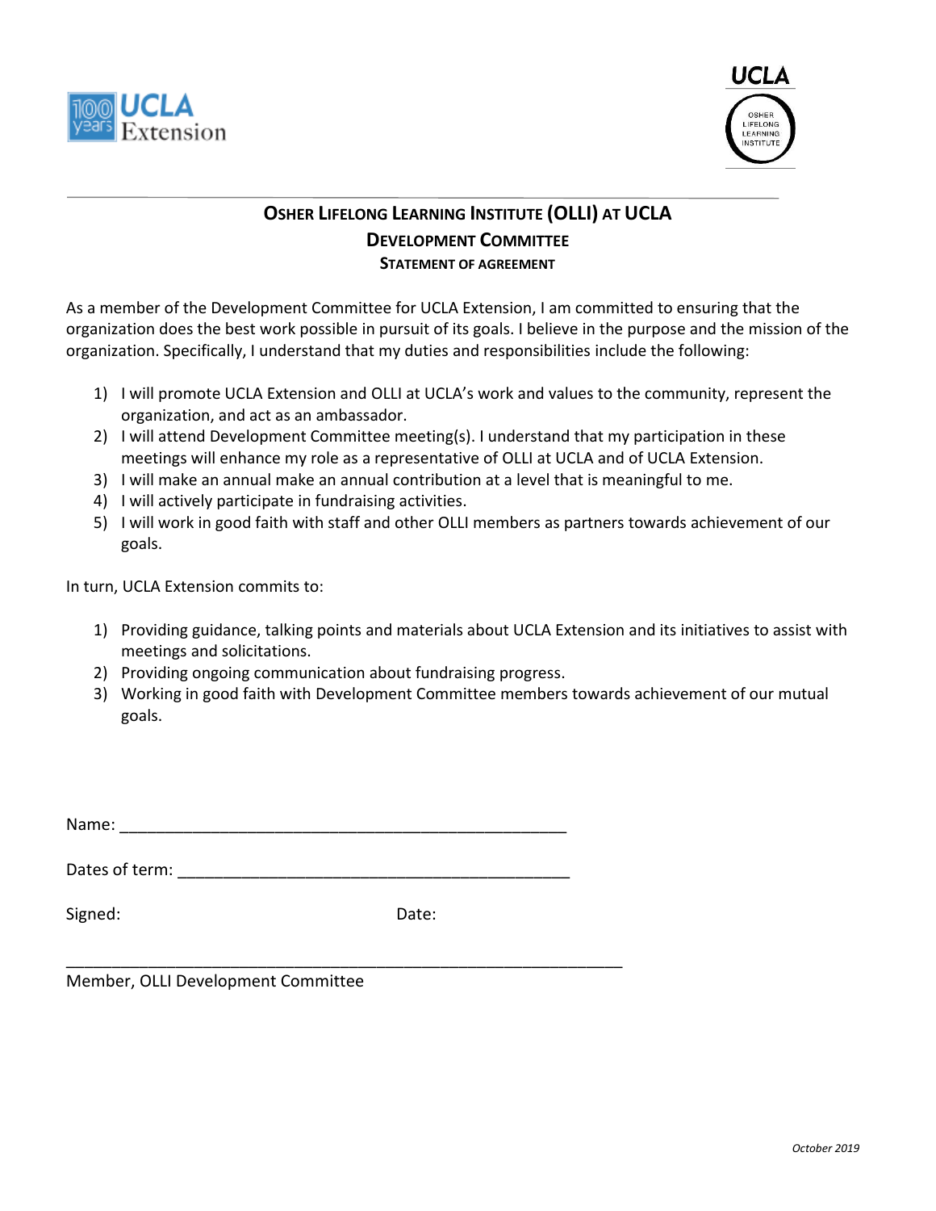# Osher Lifelong Learning Institute (OLLI) at UCLA

## Development Committee

### Statement of Agreement

As a member of the Development Committee for UCLA Extension, I am committed to ensuring that the organization does the best work possible in pursuit of its goals. I believe in the purpose and the mission of the organization. Specifically, I understand that my duties and responsibilities include the following:

1) I will promote UCLA Extension and OLLI at UCLA's work and values to the community, represent the organization, and act as an ambassador.
2) I will attend Development Committee meeting(s). I understand that my participation in these meetings will enhance my role as a representative of OLLI at UCLA and of UCLA Extension.
3) I will make an annual make an annual contribution at a level that is meaningful to me.
4) I will actively participate in fundraising activities.
5) I will work in good faith with staff and other OLLI members as partners towards achievement of our goals.

In turn, UCLA Extension commits to:

1) Providing guidance, talking points and materials about UCLA Extension and its initiatives to assist with meetings and solicitations.
2) Providing ongoing communication about fundraising progress.
3) Working in good faith with Development Committee members towards achievement of our mutual goals.

Name: ___________________________________________________

Dates of term: ____________________________________________

Signed: Date:

_______________________________________________________________

Member, OLLI Development Committee

*October 2019*